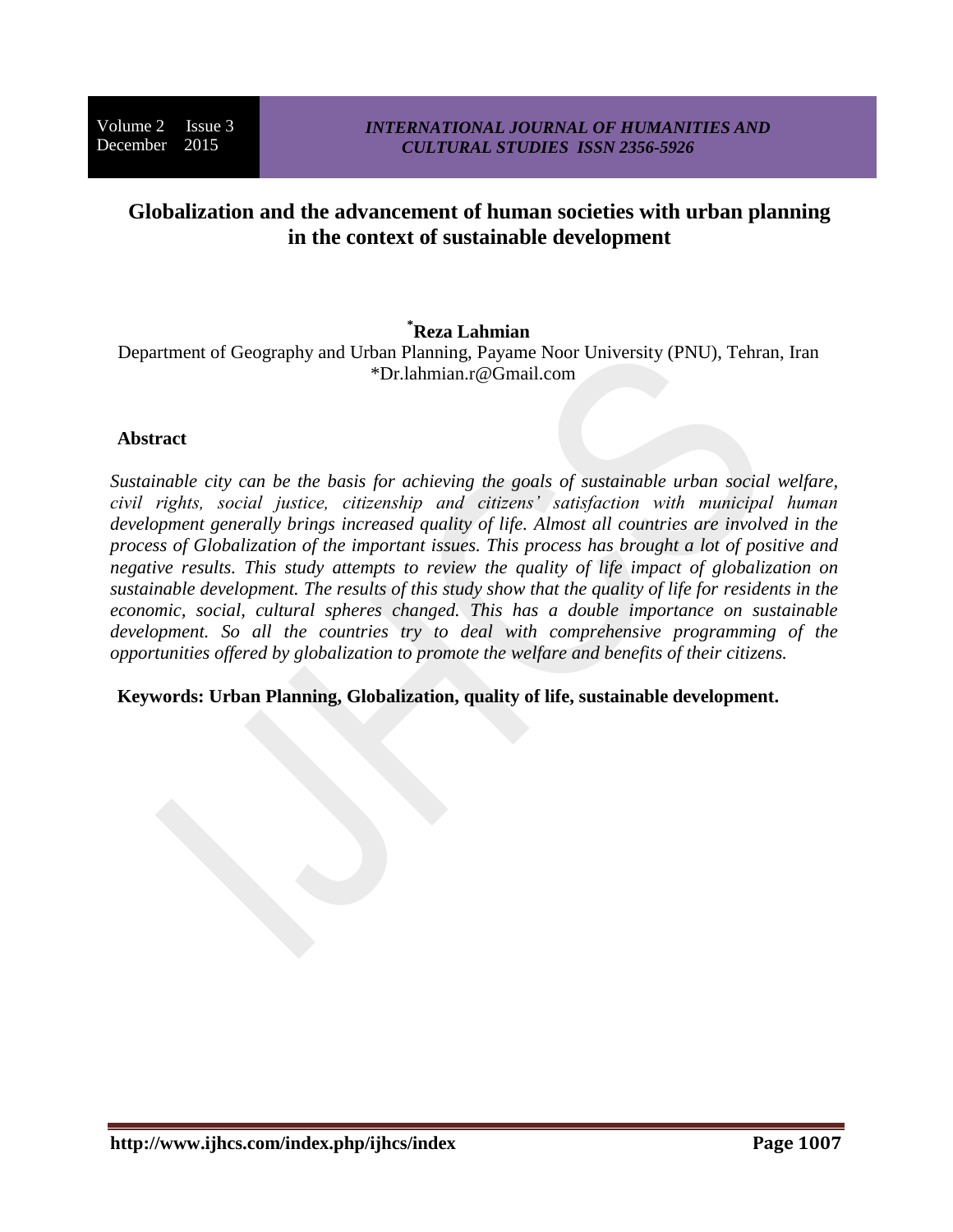# Globalization and the advancement of human societies with urban planning in the context of sustainable development

**[*]Reza Lahmian**

Department of Geography and Urban Planning, Payame Noor University (PNU), Tehran, Iran
*Dr.lahmian.r@Gmail.com

## Abstract

*Sustainable city can be the basis for achieving the goals of sustainable urban social welfare, civil rights, social justice, citizenship and citizens' satisfaction with municipal human development generally brings increased quality of life. Almost all countries are involved in the process of Globalization of the important issues. This process has brought a lot of positive and negative results. This study attempts to review the quality of life impact of globalization on sustainable development. The results of this study show that the quality of life for residents in the economic, social, cultural spheres changed. This has a double importance on sustainable development. So all the countries try to deal with comprehensive programming of the opportunities offered by globalization to promote the welfare and benefits of their citizens.*

**Keywords: Urban Planning, Globalization, quality of life, sustainable development.**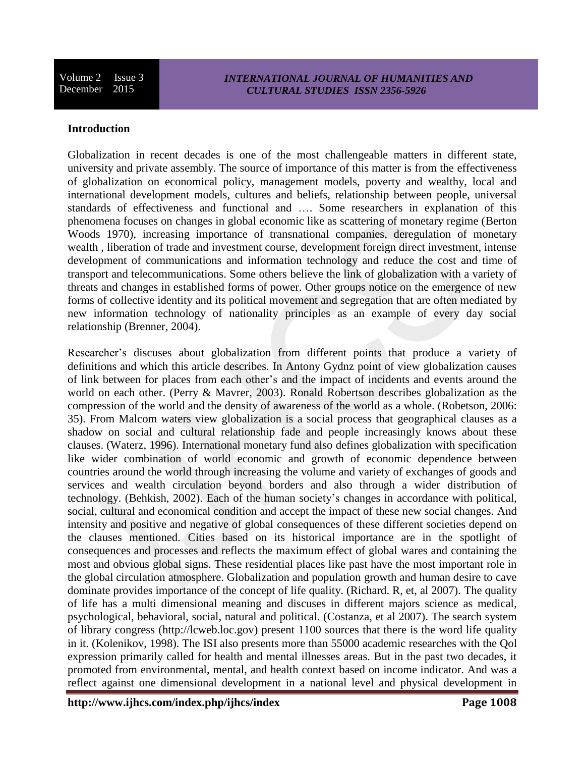**Introduction**

Globalization in recent decades is one of the most challengeable matters in different state, university and private assembly. The source of importance of this matter is from the effectiveness of globalization on economical policy, management models, poverty and wealthy, local and international development models, cultures and beliefs, relationship between people, universal standards of effectiveness and functional and …. Some researchers in explanation of this phenomena focuses on changes in global economic like as scattering of monetary regime (Berton Woods 1970), increasing importance of transnational companies, deregulation of monetary wealth , liberation of trade and investment course, development foreign direct investment, intense development of communications and information technology and reduce the cost and time of transport and telecommunications. Some others believe the link of globalization with a variety of threats and changes in established forms of power. Other groups notice on the emergence of new forms of collective identity and its political movement and segregation that are often mediated by new information technology of nationality principles as an example of every day social relationship (Brenner, 2004).

Researcher's discuses about globalization from different points that produce a variety of definitions and which this article describes. In Antony Gydnz point of view globalization causes of link between for places from each other's and the impact of incidents and events around the world on each other. (Perry & Mavrer, 2003). Ronald Robertson describes globalization as the compression of the world and the density of awareness of the world as a whole. (Robetson, 2006: 35). From Malcom waters view globalization is a social process that geographical clauses as a shadow on social and cultural relationship fade and people increasingly knows about these clauses. (Waterz, 1996). International monetary fund also defines globalization with specification like wider combination of world economic and growth of economic dependence between countries around the world through increasing the volume and variety of exchanges of goods and services and wealth circulation beyond borders and also through a wider distribution of technology. (Behkish, 2002). Each of the human society's changes in accordance with political, social, cultural and economical condition and accept the impact of these new social changes. And intensity and positive and negative of global consequences of these different societies depend on the clauses mentioned. Cities based on its historical importance are in the spotlight of consequences and processes and reflects the maximum effect of global wares and containing the most and obvious global signs. These residential places like past have the most important role in the global circulation atmosphere. Globalization and population growth and human desire to cave dominate provides importance of the concept of life quality. (Richard. R, et, al 2007). The quality of life has a multi dimensional meaning and discuses in different majors science as medical, psychological, behavioral, social, natural and political. (Costanza, et al 2007). The search system of library congress (http://lcweb.loc.gov) present 1100 sources that there is the word life quality in it. (Kolenikov, 1998). The ISI also presents more than 55000 academic researches with the Qol expression primarily called for health and mental illnesses areas. But in the past two decades, it promoted from environmental, mental, and health context based on income indicator. And was a reflect against one dimensional development in a national level and physical development in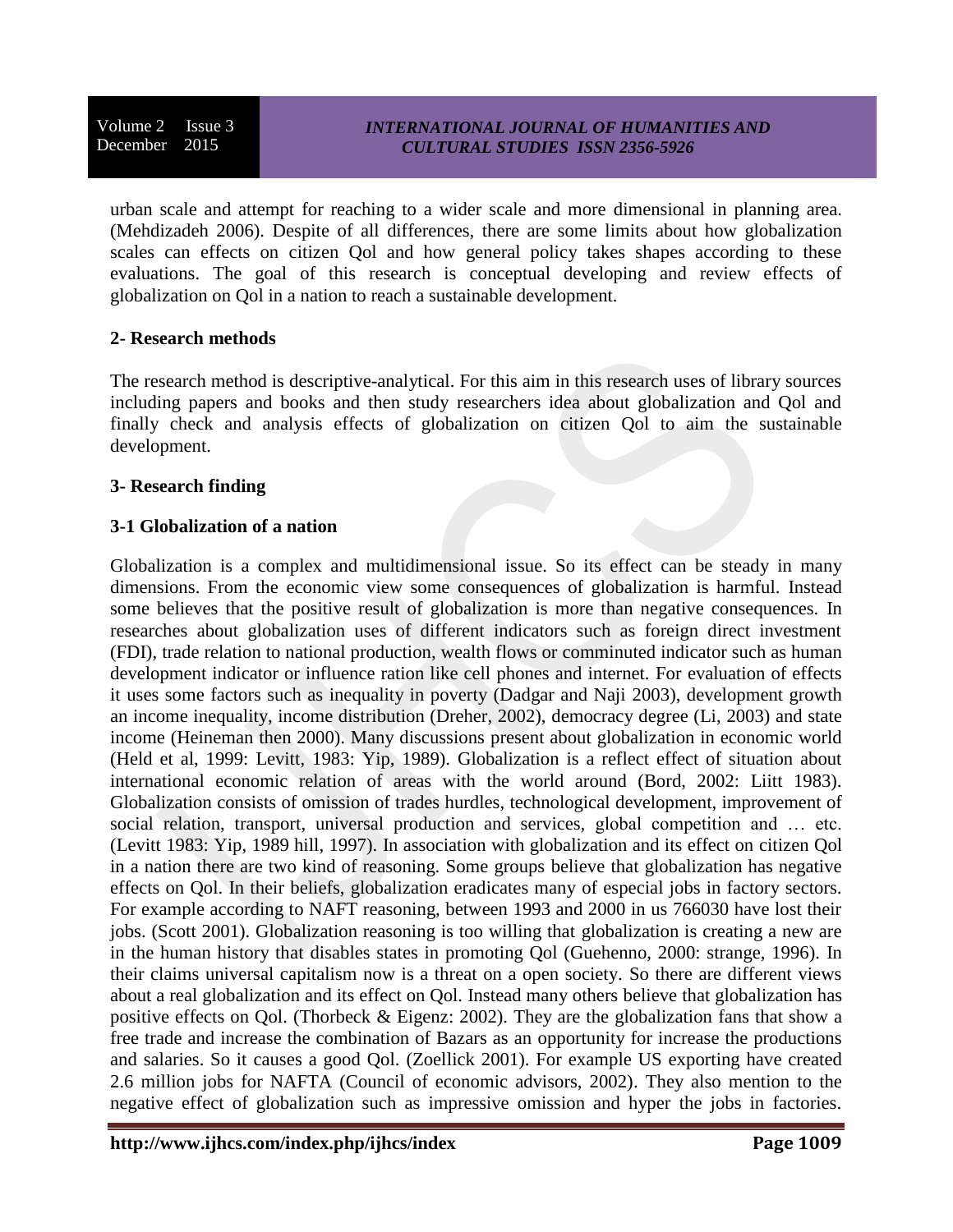urban scale and attempt for reaching to a wider scale and more dimensional in planning area. (Mehdizadeh 2006). Despite of all differences, there are some limits about how globalization scales can effects on citizen Qol and how general policy takes shapes according to these evaluations. The goal of this research is conceptual developing and review effects of globalization on Qol in a nation to reach a sustainable development.

## 2- Research methods

The research method is descriptive-analytical. For this aim in this research uses of library sources including papers and books and then study researchers idea about globalization and Qol and finally check and analysis effects of globalization on citizen Qol to aim the sustainable development.

## 3- Research finding

### 3-1 Globalization of a nation

Globalization is a complex and multidimensional issue. So its effect can be steady in many dimensions. From the economic view some consequences of globalization is harmful. Instead some believes that the positive result of globalization is more than negative consequences. In researches about globalization uses of different indicators such as foreign direct investment (FDI), trade relation to national production, wealth flows or comminuted indicator such as human development indicator or influence ration like cell phones and internet. For evaluation of effects it uses some factors such as inequality in poverty (Dadgar and Naji 2003), development growth an income inequality, income distribution (Dreher, 2002), democracy degree (Li, 2003) and state income (Heineman then 2000). Many discussions present about globalization in economic world (Held et al, 1999: Levitt, 1983: Yip, 1989). Globalization is a reflect effect of situation about international economic relation of areas with the world around (Bord, 2002: Liitt 1983). Globalization consists of omission of trades hurdles, technological development, improvement of social relation, transport, universal production and services, global competition and … etc. (Levitt 1983: Yip, 1989 hill, 1997). In association with globalization and its effect on citizen Qol in a nation there are two kind of reasoning. Some groups believe that globalization has negative effects on Qol. In their beliefs, globalization eradicates many of especial jobs in factory sectors. For example according to NAFT reasoning, between 1993 and 2000 in us 766030 have lost their jobs. (Scott 2001). Globalization reasoning is too willing that globalization is creating a new are in the human history that disables states in promoting Qol (Guehenno, 2000: strange, 1996). In their claims universal capitalism now is a threat on a open society. So there are different views about a real globalization and its effect on Qol. Instead many others believe that globalization has positive effects on Qol. (Thorbeck & Eigenz: 2002). They are the globalization fans that show a free trade and increase the combination of Bazars as an opportunity for increase the productions and salaries. So it causes a good Qol. (Zoellick 2001). For example US exporting have created 2.6 million jobs for NAFTA (Council of economic advisors, 2002). They also mention to the negative effect of globalization such as impressive omission and hyper the jobs in factories.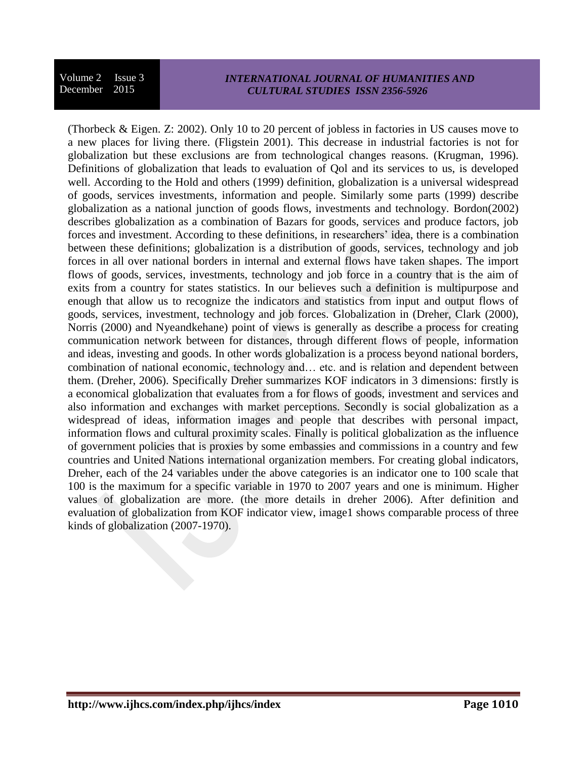(Thorbeck & Eigen. Z: 2002). Only 10 to 20 percent of jobless in factories in US causes move to a new places for living there. (Fligstein 2001). This decrease in industrial factories is not for globalization but these exclusions are from technological changes reasons. (Krugman, 1996). Definitions of globalization that leads to evaluation of Qol and its services to us, is developed well. According to the Hold and others (1999) definition, globalization is a universal widespread of goods, services investments, information and people. Similarly some parts (1999) describe globalization as a national junction of goods flows, investments and technology. Bordon(2002) describes globalization as a combination of Bazars for goods, services and produce factors, job forces and investment. According to these definitions, in researchers' idea, there is a combination between these definitions; globalization is a distribution of goods, services, technology and job forces in all over national borders in internal and external flows have taken shapes. The import flows of goods, services, investments, technology and job force in a country that is the aim of exits from a country for states statistics. In our believes such a definition is multipurpose and enough that allow us to recognize the indicators and statistics from input and output flows of goods, services, investment, technology and job forces. Globalization in (Dreher, Clark (2000), Norris (2000) and Nyeandkehane) point of views is generally as describe a process for creating communication network between for distances, through different flows of people, information and ideas, investing and goods. In other words globalization is a process beyond national borders, combination of national economic, technology and… etc. and is relation and dependent between them. (Dreher, 2006). Specifically Dreher summarizes KOF indicators in 3 dimensions: firstly is a economical globalization that evaluates from a for flows of goods, investment and services and also information and exchanges with market perceptions. Secondly is social globalization as a widespread of ideas, information images and people that describes with personal impact, information flows and cultural proximity scales. Finally is political globalization as the influence of government policies that is proxies by some embassies and commissions in a country and few countries and United Nations international organization members. For creating global indicators, Dreher, each of the 24 variables under the above categories is an indicator one to 100 scale that 100 is the maximum for a specific variable in 1970 to 2007 years and one is minimum. Higher values of globalization are more. (the more details in dreher 2006). After definition and evaluation of globalization from KOF indicator view, image1 shows comparable process of three kinds of globalization (2007-1970).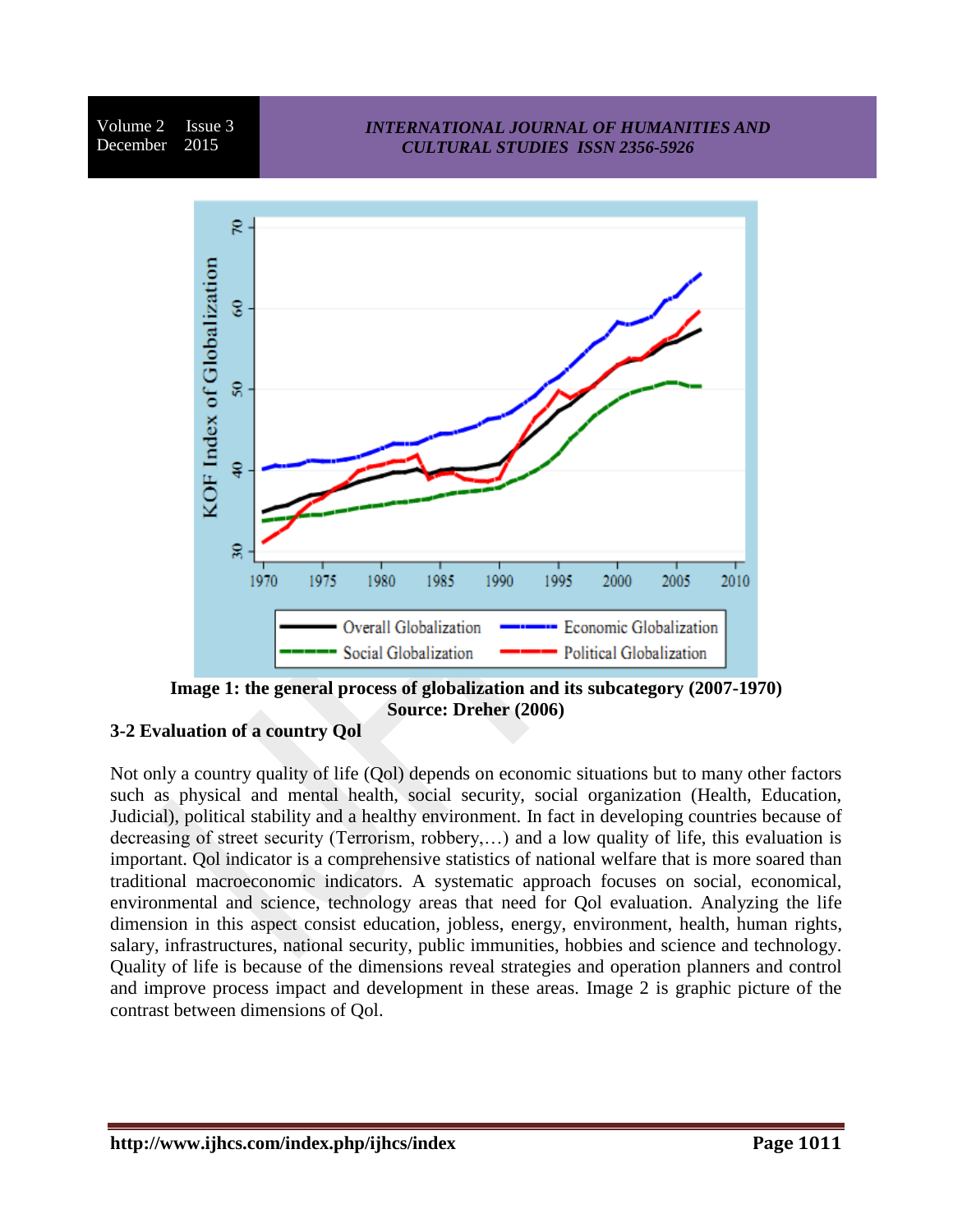**Image 1: the general process of globalization and its subcategory (2007-1970)**
**Source: Dreher (2006)**

### 3-2 Evaluation of a country Qol

Not only a country quality of life (Qol) depends on economic situations but to many other factors such as physical and mental health, social security, social organization (Health, Education, Judicial), political stability and a healthy environment. In fact in developing countries because of decreasing of street security (Terrorism, robbery,…) and a low quality of life, this evaluation is important. Qol indicator is a comprehensive statistics of national welfare that is more soared than traditional macroeconomic indicators. A systematic approach focuses on social, economical, environmental and science, technology areas that need for Qol evaluation. Analyzing the life dimension in this aspect consist education, jobless, energy, environment, health, human rights, salary, infrastructures, national security, public immunities, hobbies and science and technology. Quality of life is because of the dimensions reveal strategies and operation planners and control and improve process impact and development in these areas. Image 2 is graphic picture of the contrast between dimensions of Qol.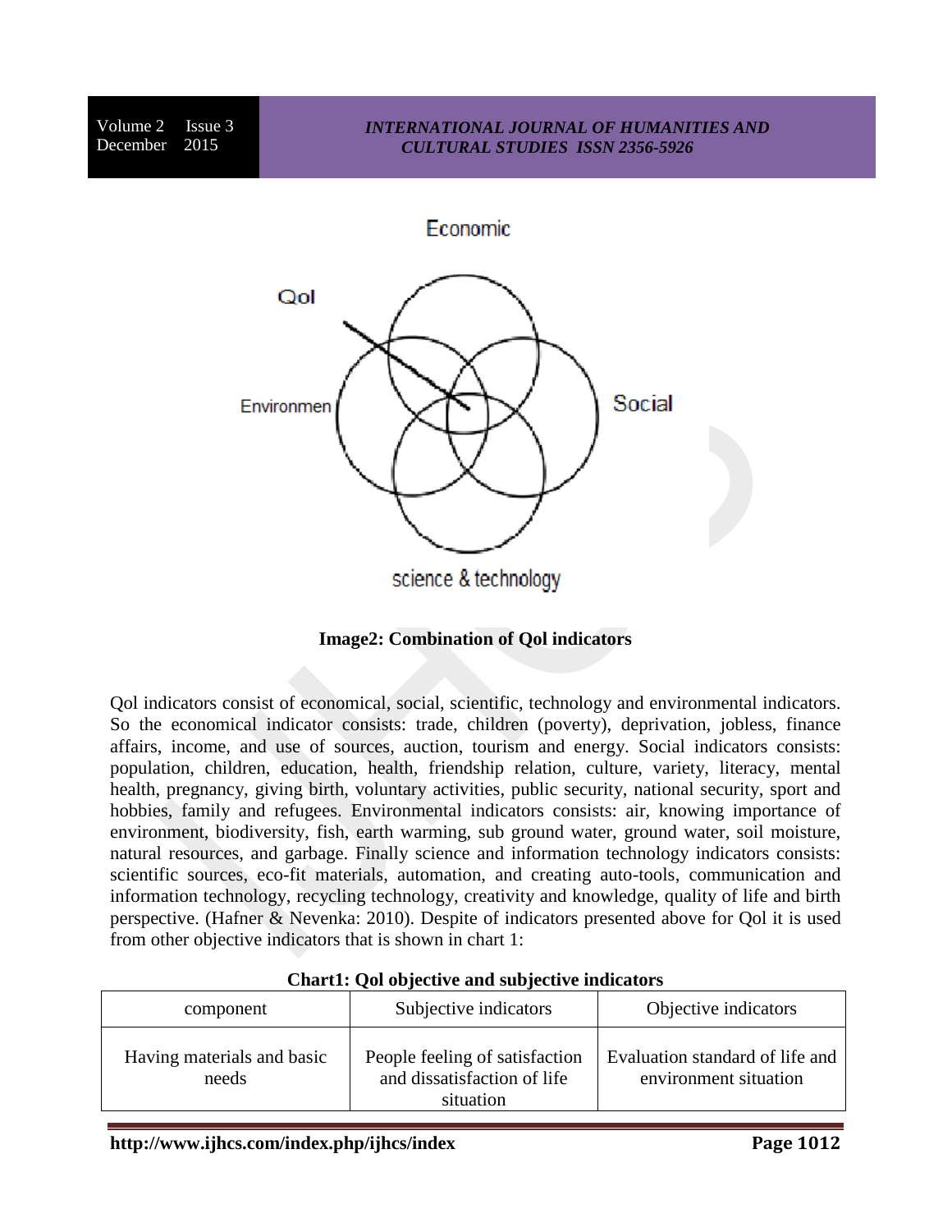Economic

Qol

Environmen

Social

science & technology

**Image2: Combination of Qol indicators**

Qol indicators consist of economical, social, scientific, technology and environmental indicators. So the economical indicator consists: trade, children (poverty), deprivation, jobless, finance affairs, income, and use of sources, auction, tourism and energy. Social indicators consists: population, children, education, health, friendship relation, culture, variety, literacy, mental health, pregnancy, giving birth, voluntary activities, public security, national security, sport and hobbies, family and refugees. Environmental indicators consists: air, knowing importance of environment, biodiversity, fish, earth warming, sub ground water, ground water, soil moisture, natural resources, and garbage. Finally science and information technology indicators consists: scientific sources, eco-fit materials, automation, and creating auto-tools, communication and information technology, recycling technology, creativity and knowledge, quality of life and birth perspective. (Hafner & Nevenka: 2010). Despite of indicators presented above for Qol it is used from other objective indicators that is shown in chart 1:

**Chart1: Qol objective and subjective indicators**

| component | Subjective indicators | Objective indicators |
|---|---|---|
| Having materials and basic needs | People feeling of satisfaction and dissatisfaction of life situation | Evaluation standard of life and environment situation |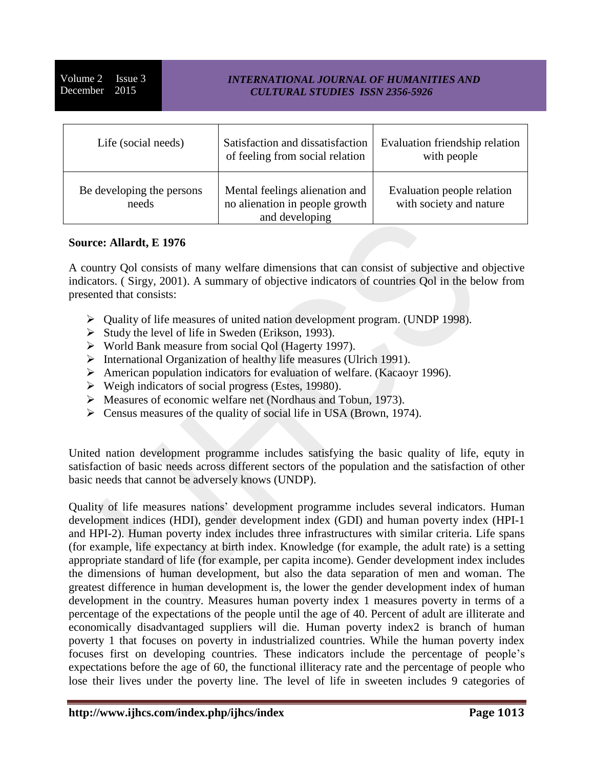| Life (social needs) | Satisfaction and dissatisfaction of feeling from social relation | Evaluation friendship relation with people |
|---|---|---|
| Be developing the persons needs | Mental feelings alienation and no alienation in people growth and developing | Evaluation people relation with society and nature |

**Source: Allardt, E 1976**

A country Qol consists of many welfare dimensions that can consist of subjective and objective indicators. ( Sirgy, 2001). A summary of objective indicators of countries Qol in the below from presented that consists:

- Quality of life measures of united nation development program. (UNDP 1998).
- Study the level of life in Sweden (Erikson, 1993).
- World Bank measure from social Qol (Hagerty 1997).
- International Organization of healthy life measures (Ulrich 1991).
- American population indicators for evaluation of welfare. (Kacaoyr 1996).
- Weigh indicators of social progress (Estes, 19980).
- Measures of economic welfare net (Nordhaus and Tobun, 1973).
- Census measures of the quality of social life in USA (Brown, 1974).

United nation development programme includes satisfying the basic quality of life, equty in satisfaction of basic needs across different sectors of the population and the satisfaction of other basic needs that cannot be adversely knows (UNDP).

Quality of life measures nations' development programme includes several indicators. Human development indices (HDI), gender development index (GDI) and human poverty index (HPI-1 and HPI-2). Human poverty index includes three infrastructures with similar criteria. Life spans (for example, life expectancy at birth index. Knowledge (for example, the adult rate) is a setting appropriate standard of life (for example, per capita income). Gender development index includes the dimensions of human development, but also the data separation of men and woman. The greatest difference in human development is, the lower the gender development index of human development in the country. Measures human poverty index 1 measures poverty in terms of a percentage of the expectations of the people until the age of 40. Percent of adult are illiterate and economically disadvantaged suppliers will die. Human poverty index2 is branch of human poverty 1 that focuses on poverty in industrialized countries. While the human poverty index focuses first on developing countries. These indicators include the percentage of people's expectations before the age of 60, the functional illiteracy rate and the percentage of people who lose their lives under the poverty line. The level of life in sweeten includes 9 categories of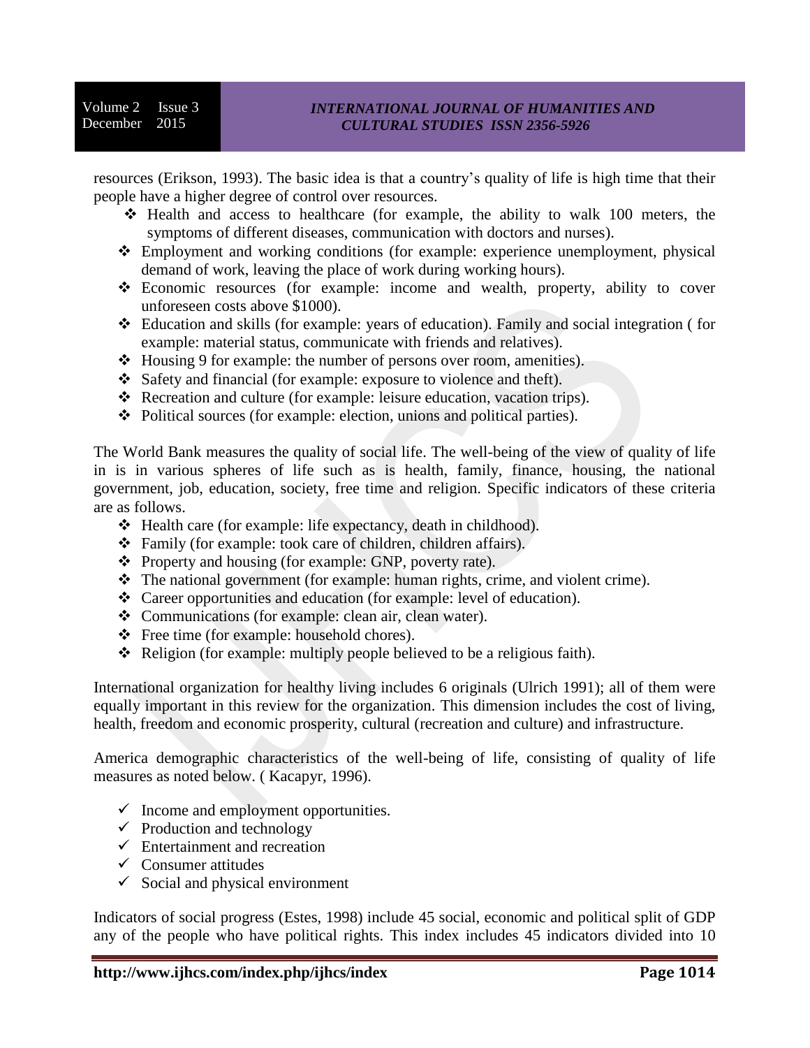resources (Erikson, 1993). The basic idea is that a country's quality of life is high time that their people have a higher degree of control over resources.

- Health and access to healthcare (for example, the ability to walk 100 meters, the symptoms of different diseases, communication with doctors and nurses).
- Employment and working conditions (for example: experience unemployment, physical demand of work, leaving the place of work during working hours).
- Economic resources (for example: income and wealth, property, ability to cover unforeseen costs above $1000).
- Education and skills (for example: years of education). Family and social integration ( for example: material status, communicate with friends and relatives).
- Housing 9 for example: the number of persons over room, amenities).
- Safety and financial (for example: exposure to violence and theft).
- Recreation and culture (for example: leisure education, vacation trips).
- Political sources (for example: election, unions and political parties).

The World Bank measures the quality of social life. The well-being of the view of quality of life in is in various spheres of life such as is health, family, finance, housing, the national government, job, education, society, free time and religion. Specific indicators of these criteria are as follows.

- Health care (for example: life expectancy, death in childhood).
- Family (for example: took care of children, children affairs).
- Property and housing (for example: GNP, poverty rate).
- The national government (for example: human rights, crime, and violent crime).
- Career opportunities and education (for example: level of education).
- Communications (for example: clean air, clean water).
- Free time (for example: household chores).
- Religion (for example: multiply people believed to be a religious faith).

International organization for healthy living includes 6 originals (Ulrich 1991); all of them were equally important in this review for the organization. This dimension includes the cost of living, health, freedom and economic prosperity, cultural (recreation and culture) and infrastructure.

America demographic characteristics of the well-being of life, consisting of quality of life measures as noted below. ( Kacapyr, 1996).

- Income and employment opportunities.
- Production and technology
- Entertainment and recreation
- Consumer attitudes
- Social and physical environment

Indicators of social progress (Estes, 1998) include 45 social, economic and political split of GDP any of the people who have political rights. This index includes 45 indicators divided into 10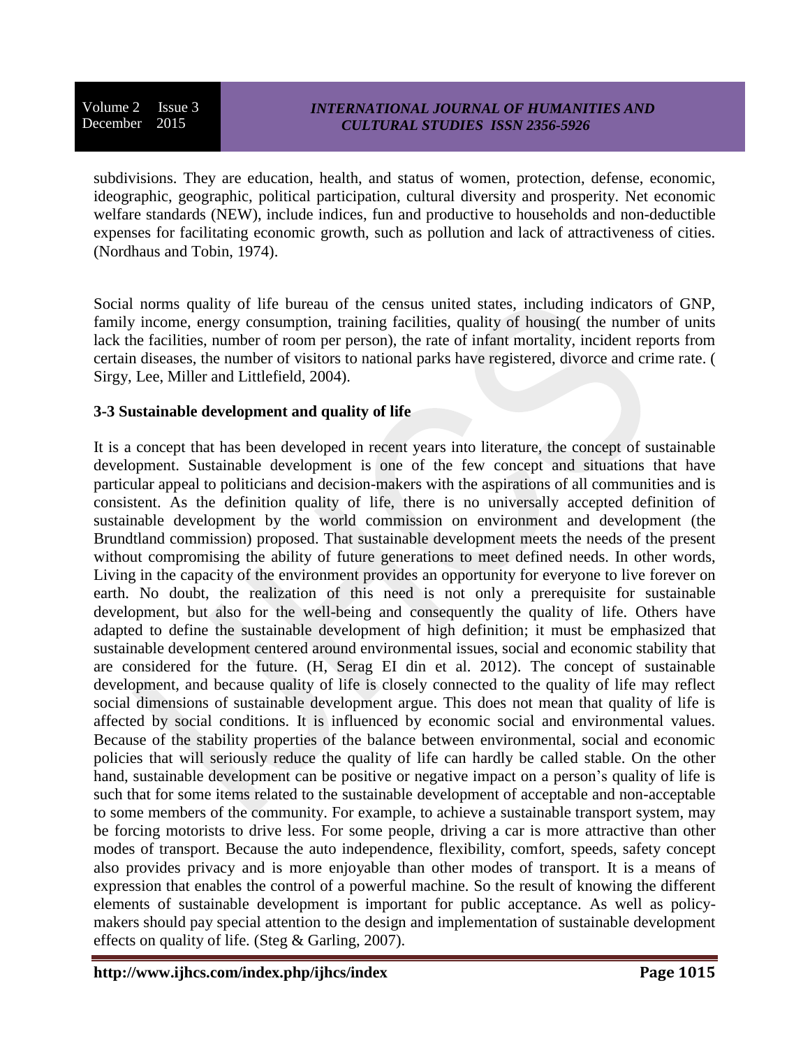subdivisions. They are education, health, and status of women, protection, defense, economic, ideographic, geographic, political participation, cultural diversity and prosperity. Net economic welfare standards (NEW), include indices, fun and productive to households and non-deductible expenses for facilitating economic growth, such as pollution and lack of attractiveness of cities. (Nordhaus and Tobin, 1974).

Social norms quality of life bureau of the census united states, including indicators of GNP, family income, energy consumption, training facilities, quality of housing( the number of units lack the facilities, number of room per person), the rate of infant mortality, incident reports from certain diseases, the number of visitors to national parks have registered, divorce and crime rate. ( Sirgy, Lee, Miller and Littlefield, 2004).

### 3-3 Sustainable development and quality of life

It is a concept that has been developed in recent years into literature, the concept of sustainable development. Sustainable development is one of the few concept and situations that have particular appeal to politicians and decision-makers with the aspirations of all communities and is consistent. As the definition quality of life, there is no universally accepted definition of sustainable development by the world commission on environment and development (the Brundtland commission) proposed. That sustainable development meets the needs of the present without compromising the ability of future generations to meet defined needs. In other words, Living in the capacity of the environment provides an opportunity for everyone to live forever on earth. No doubt, the realization of this need is not only a prerequisite for sustainable development, but also for the well-being and consequently the quality of life. Others have adapted to define the sustainable development of high definition; it must be emphasized that sustainable development centered around environmental issues, social and economic stability that are considered for the future. (H, Serag EI din et al. 2012). The concept of sustainable development, and because quality of life is closely connected to the quality of life may reflect social dimensions of sustainable development argue. This does not mean that quality of life is affected by social conditions. It is influenced by economic social and environmental values. Because of the stability properties of the balance between environmental, social and economic policies that will seriously reduce the quality of life can hardly be called stable. On the other hand, sustainable development can be positive or negative impact on a person's quality of life is such that for some items related to the sustainable development of acceptable and non-acceptable to some members of the community. For example, to achieve a sustainable transport system, may be forcing motorists to drive less. For some people, driving a car is more attractive than other modes of transport. Because the auto independence, flexibility, comfort, speeds, safety concept also provides privacy and is more enjoyable than other modes of transport. It is a means of expression that enables the control of a powerful machine. So the result of knowing the different elements of sustainable development is important for public acceptance. As well as policy-makers should pay special attention to the design and implementation of sustainable development effects on quality of life. (Steg & Garling, 2007).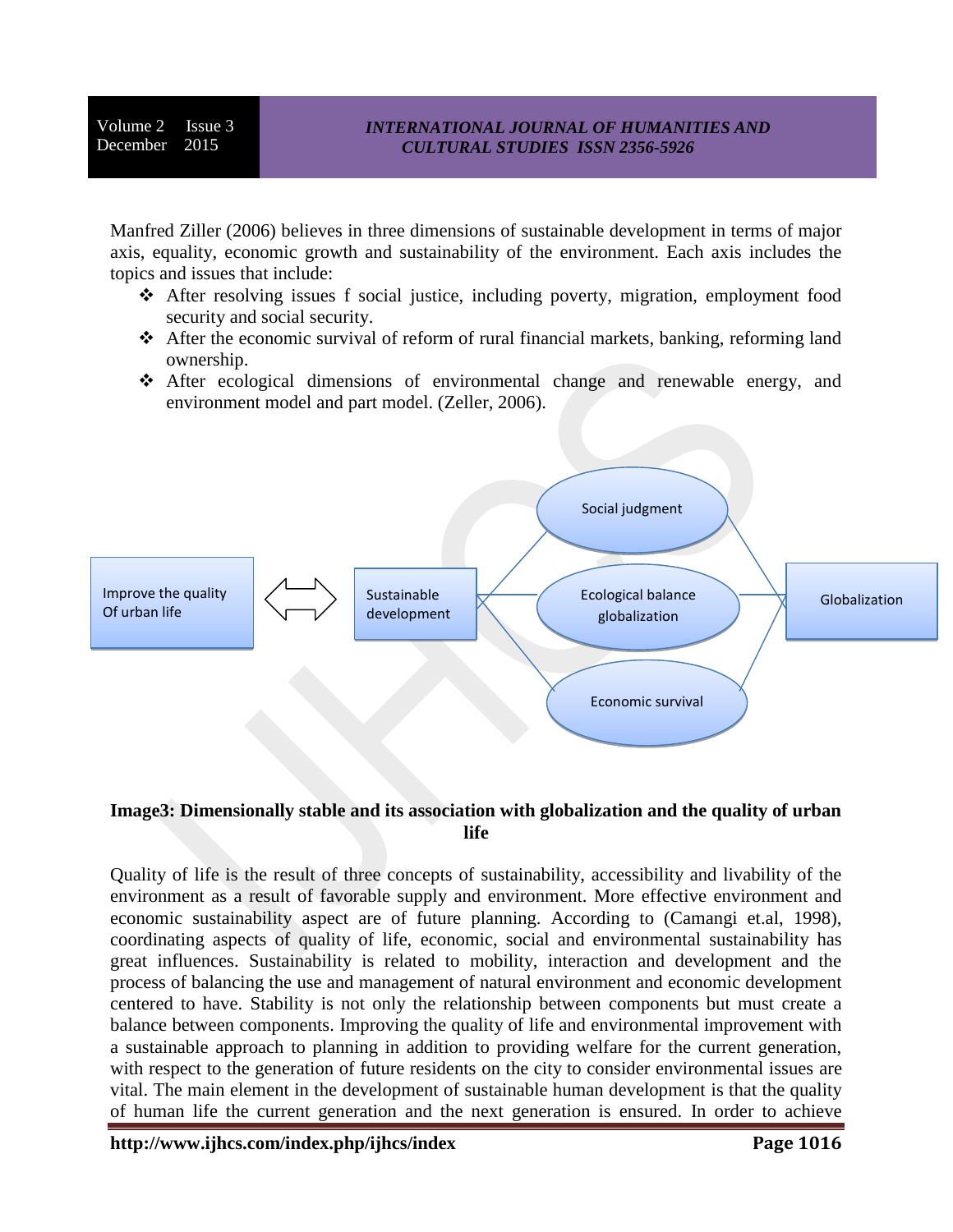Manfred Ziller (2006) believes in three dimensions of sustainable development in terms of major axis, equality, economic growth and sustainability of the environment. Each axis includes the topics and issues that include:

- After resolving issues f social justice, including poverty, migration, employment food security and social security.
- After the economic survival of reform of rural financial markets, banking, reforming land ownership.
- After ecological dimensions of environmental change and renewable energy, and environment model and part model. (Zeller, 2006).

Improve the quality Of urban life ⟺ Sustainable development — Social judgment / Ecological balance globalization / Economic survival — Globalization

**Image3: Dimensionally stable and its association with globalization and the quality of urban life**

Quality of life is the result of three concepts of sustainability, accessibility and livability of the environment as a result of favorable supply and environment. More effective environment and economic sustainability aspect are of future planning. According to (Camangi et.al, 1998), coordinating aspects of quality of life, economic, social and environmental sustainability has great influences. Sustainability is related to mobility, interaction and development and the process of balancing the use and management of natural environment and economic development centered to have. Stability is not only the relationship between components but must create a balance between components. Improving the quality of life and environmental improvement with a sustainable approach to planning in addition to providing welfare for the current generation, with respect to the generation of future residents on the city to consider environmental issues are vital. The main element in the development of sustainable human development is that the quality of human life the current generation and the next generation is ensured. In order to achieve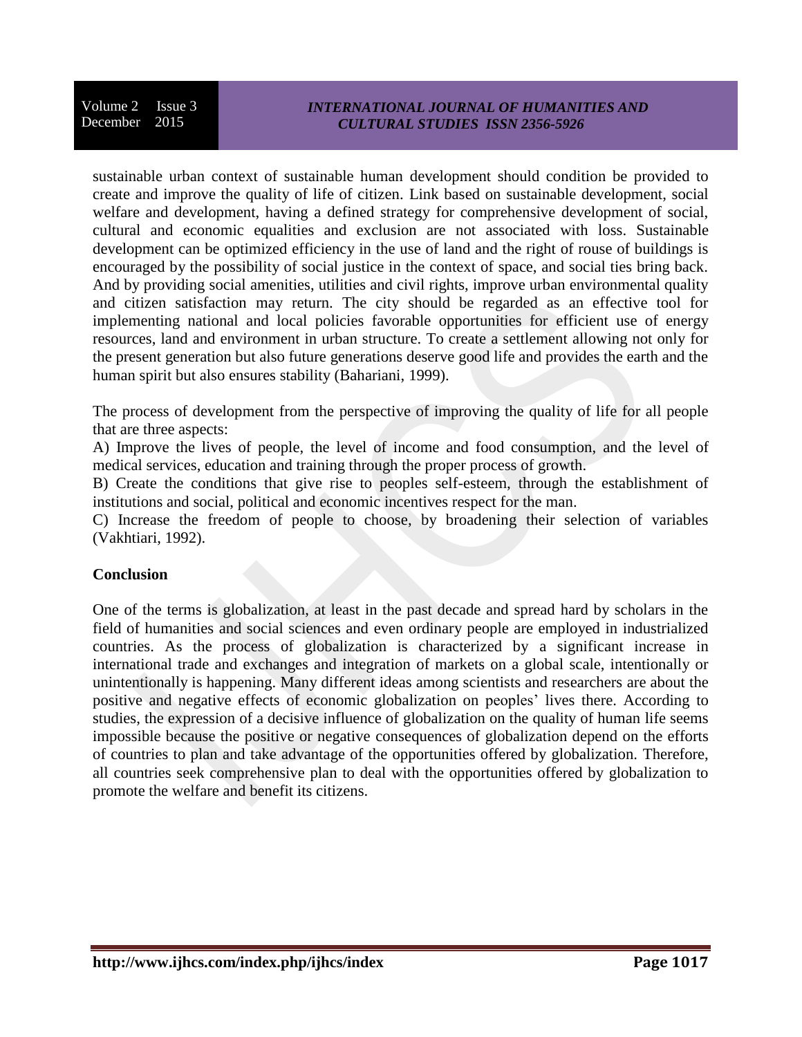sustainable urban context of sustainable human development should condition be provided to create and improve the quality of life of citizen. Link based on sustainable development, social welfare and development, having a defined strategy for comprehensive development of social, cultural and economic equalities and exclusion are not associated with loss. Sustainable development can be optimized efficiency in the use of land and the right of rouse of buildings is encouraged by the possibility of social justice in the context of space, and social ties bring back. And by providing social amenities, utilities and civil rights, improve urban environmental quality and citizen satisfaction may return. The city should be regarded as an effective tool for implementing national and local policies favorable opportunities for efficient use of energy resources, land and environment in urban structure. To create a settlement allowing not only for the present generation but also future generations deserve good life and provides the earth and the human spirit but also ensures stability (Bahariani, 1999).

The process of development from the perspective of improving the quality of life for all people that are three aspects:

A) Improve the lives of people, the level of income and food consumption, and the level of medical services, education and training through the proper process of growth.

B) Create the conditions that give rise to peoples self-esteem, through the establishment of institutions and social, political and economic incentives respect for the man.

C) Increase the freedom of people to choose, by broadening their selection of variables (Vakhtiari, 1992).

## Conclusion

One of the terms is globalization, at least in the past decade and spread hard by scholars in the field of humanities and social sciences and even ordinary people are employed in industrialized countries. As the process of globalization is characterized by a significant increase in international trade and exchanges and integration of markets on a global scale, intentionally or unintentionally is happening. Many different ideas among scientists and researchers are about the positive and negative effects of economic globalization on peoples' lives there. According to studies, the expression of a decisive influence of globalization on the quality of human life seems impossible because the positive or negative consequences of globalization depend on the efforts of countries to plan and take advantage of the opportunities offered by globalization. Therefore, all countries seek comprehensive plan to deal with the opportunities offered by globalization to promote the welfare and benefit its citizens.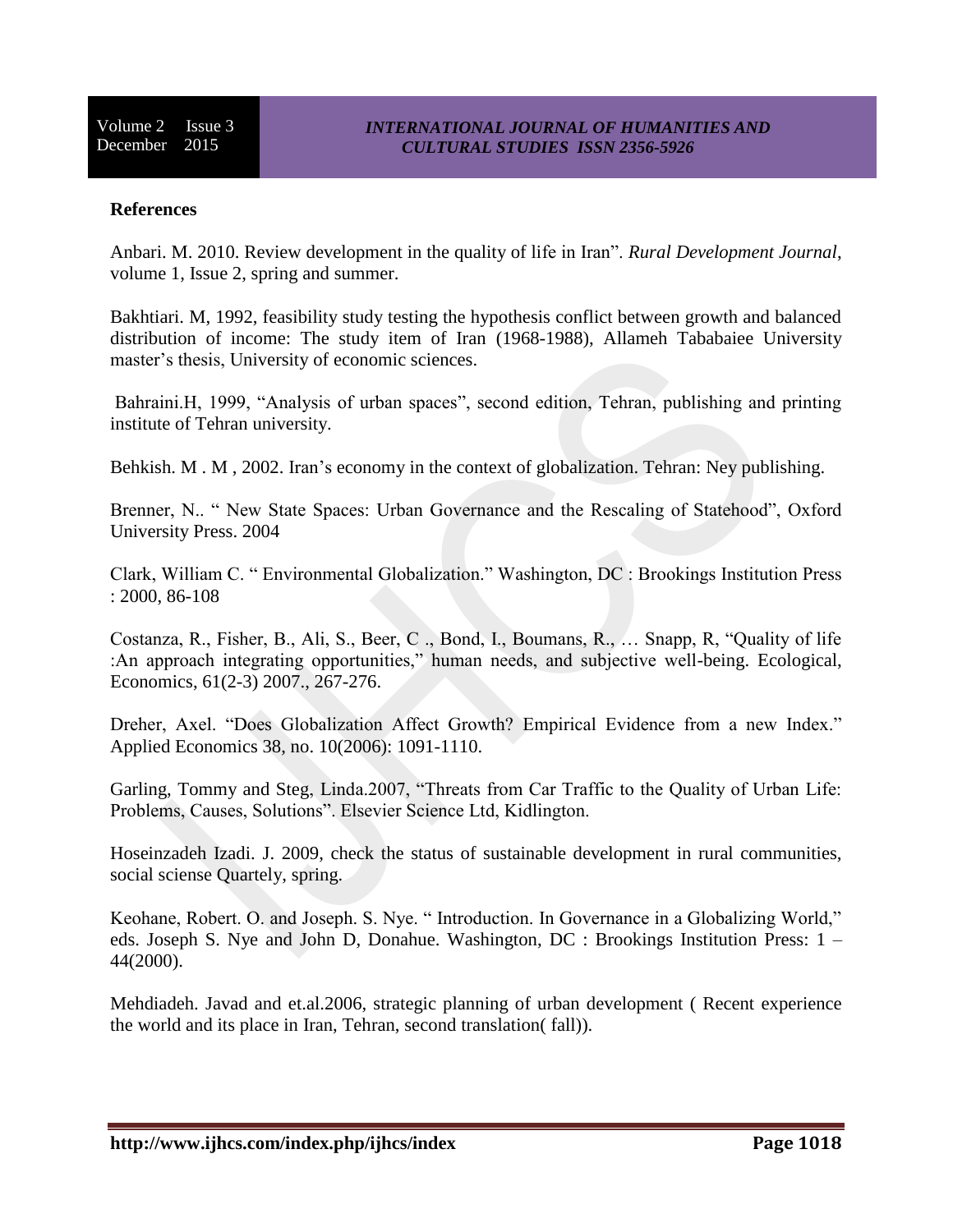**References**

Anbari. M. 2010. Review development in the quality of life in Iran". *Rural Development Journal*, volume 1, Issue 2, spring and summer.

Bakhtiari. M, 1992, feasibility study testing the hypothesis conflict between growth and balanced distribution of income: The study item of Iran (1968-1988), Allameh Tababaiee University master's thesis, University of economic sciences.

Bahraini.H, 1999, "Analysis of urban spaces", second edition, Tehran, publishing and printing institute of Tehran university.

Behkish. M . M , 2002. Iran's economy in the context of globalization. Tehran: Ney publishing.

Brenner, N.. " New State Spaces: Urban Governance and the Rescaling of Statehood", Oxford University Press. 2004

Clark, William C. " Environmental Globalization." Washington, DC : Brookings Institution Press : 2000, 86-108

Costanza, R., Fisher, B., Ali, S., Beer, C ., Bond, I., Boumans, R., … Snapp, R, "Quality of life :An approach integrating opportunities," human needs, and subjective well-being. Ecological, Economics, 61(2-3) 2007., 267-276.

Dreher, Axel. "Does Globalization Affect Growth? Empirical Evidence from a new Index." Applied Economics 38, no. 10(2006): 1091-1110.

Garling, Tommy and Steg, Linda.2007, "Threats from Car Traffic to the Quality of Urban Life: Problems, Causes, Solutions". Elsevier Science Ltd, Kidlington.

Hoseinzadeh Izadi. J. 2009, check the status of sustainable development in rural communities, social sciense Quartely, spring.

Keohane, Robert. O. and Joseph. S. Nye. " Introduction. In Governance in a Globalizing World," eds. Joseph S. Nye and John D, Donahue. Washington, DC : Brookings Institution Press: 1 – 44(2000).

Mehdiadeh. Javad and et.al.2006, strategic planning of urban development ( Recent experience the world and its place in Iran, Tehran, second translation( fall)).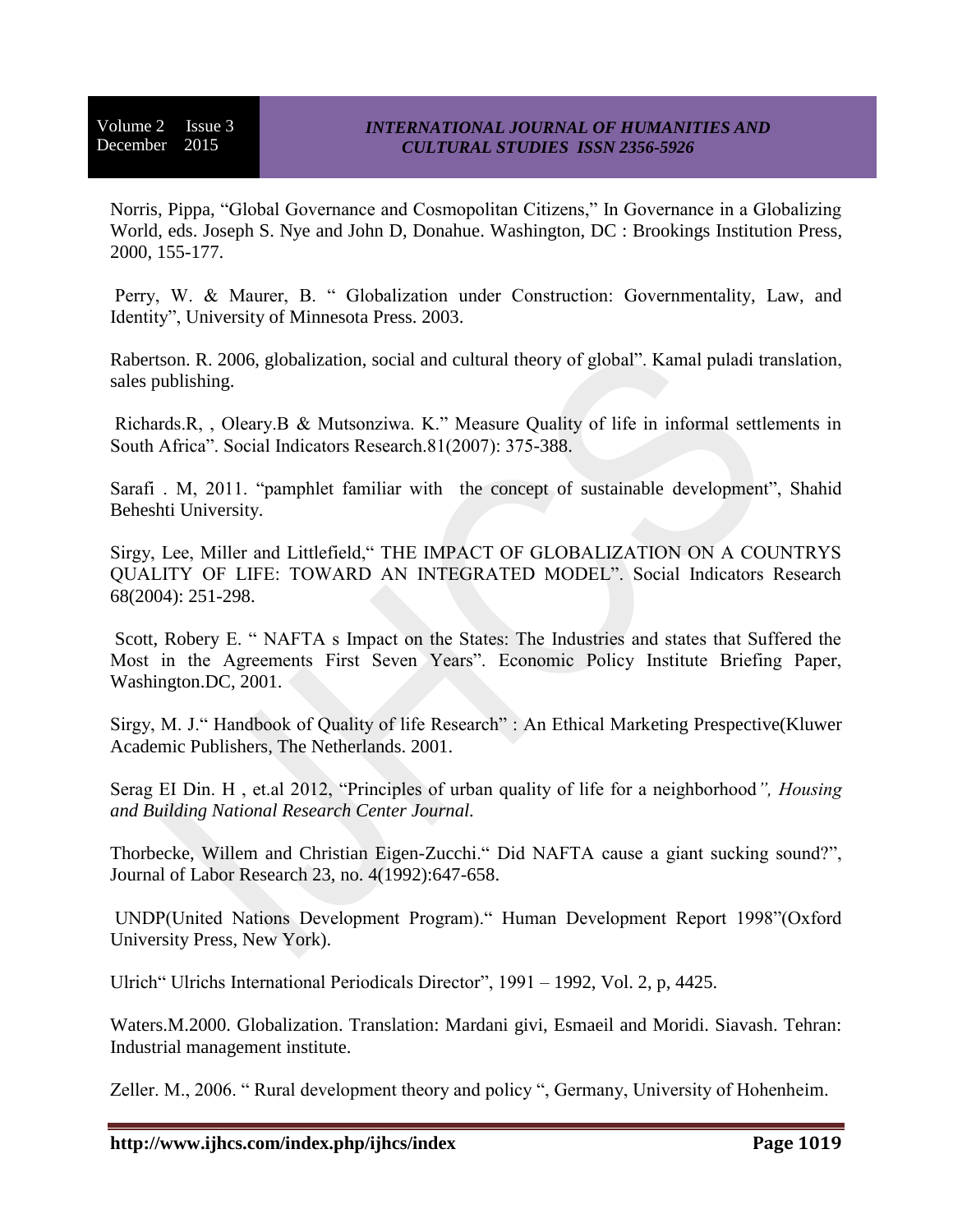Norris, Pippa, "Global Governance and Cosmopolitan Citizens," In Governance in a Globalizing World, eds. Joseph S. Nye and John D, Donahue. Washington, DC : Brookings Institution Press, 2000, 155-177.

Perry, W. & Maurer, B. " Globalization under Construction: Governmentality, Law, and Identity", University of Minnesota Press. 2003.

Rabertson. R. 2006, globalization, social and cultural theory of global". Kamal puladi translation, sales publishing.

Richards.R, , Oleary.B & Mutsonziwa. K." Measure Quality of life in informal settlements in South Africa". Social Indicators Research.81(2007): 375-388.

Sarafi . M, 2011. "pamphlet familiar with the concept of sustainable development", Shahid Beheshti University.

Sirgy, Lee, Miller and Littlefield," THE IMPACT OF GLOBALIZATION ON A COUNTRYS QUALITY OF LIFE: TOWARD AN INTEGRATED MODEL". Social Indicators Research 68(2004): 251-298.

Scott, Robery E. " NAFTA s Impact on the States: The Industries and states that Suffered the Most in the Agreements First Seven Years". Economic Policy Institute Briefing Paper, Washington.DC, 2001.

Sirgy, M. J." Handbook of Quality of life Research" : An Ethical Marketing Prespective(Kluwer Academic Publishers, The Netherlands. 2001.

Serag EI Din. H , et.al 2012, "Principles of urban quality of life for a neighborhood*", Housing and Building National Research Center Journal.*

Thorbecke, Willem and Christian Eigen-Zucchi." Did NAFTA cause a giant sucking sound?", Journal of Labor Research 23, no. 4(1992):647-658.

UNDP(United Nations Development Program)." Human Development Report 1998"(Oxford University Press, New York).

Ulrich" Ulrichs International Periodicals Director", 1991 – 1992, Vol. 2, p, 4425.

Waters.M.2000. Globalization. Translation: Mardani givi, Esmaeil and Moridi. Siavash. Tehran: Industrial management institute.

Zeller. M., 2006. " Rural development theory and policy ", Germany, University of Hohenheim.